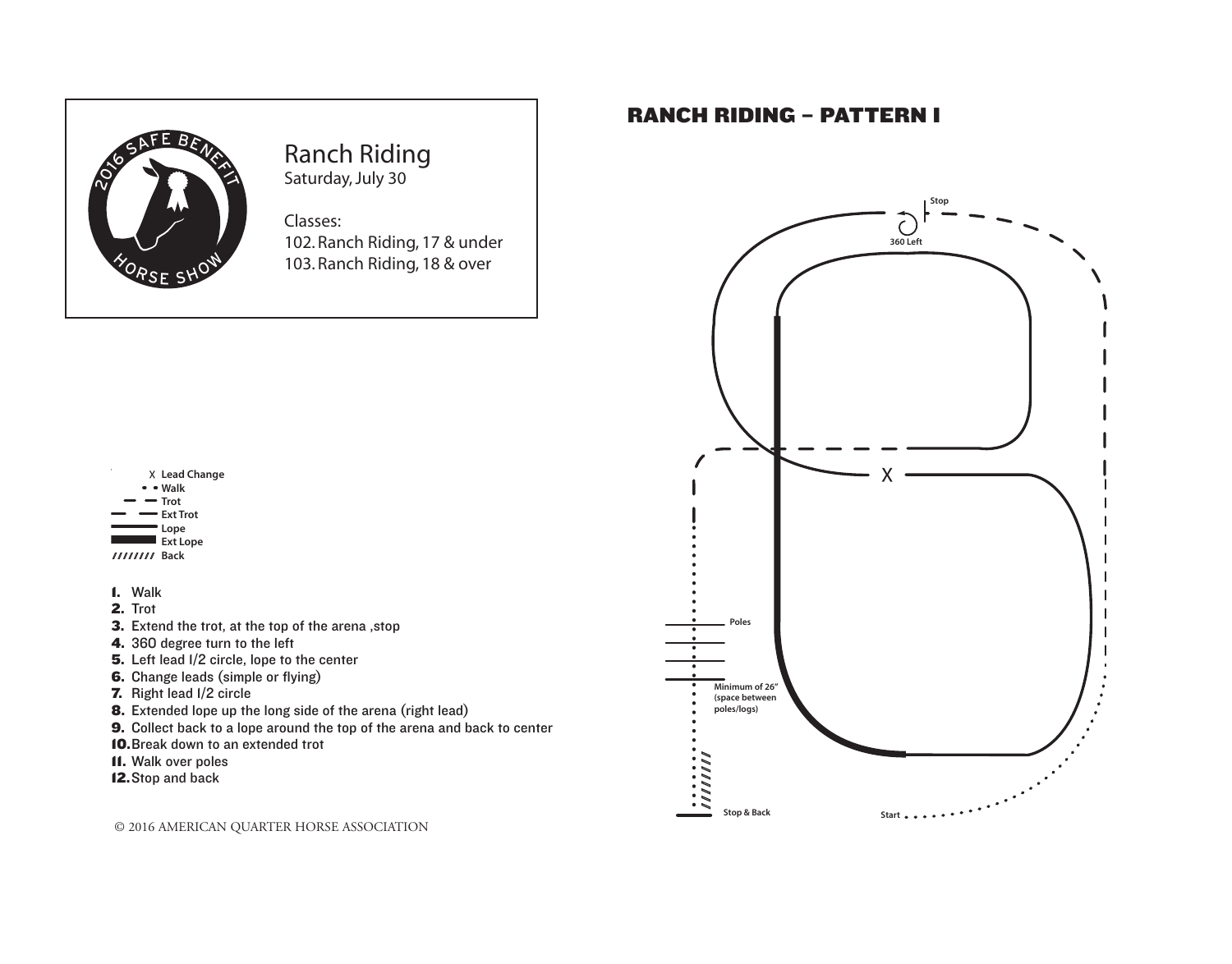Ranch Riding

Saturday, July 30

Classes:

102. Ranch Riding, 17 & under
103. Ranch Riding, 18 & over

# RANCH RIDING – PATTERN I

- X Lead Change
- • • Walk
- – – Trot
- — — Ext Trot
- —— Lope
- ▬▬ Ext Lope
- ///////// Back

1. Walk
2. Trot
3. Extend the trot, at the top of the arena ,stop
4. 360 degree turn to the left
5. Left lead 1/2 circle, lope to the center
6. Change leads (simple or flying)
7. Right lead 1/2 circle
8. Extended lope up the long side of the arena (right lead)
9. Collect back to a lope around the top of the arena and back to center
10. Break down to an extended trot
11. Walk over poles
12. Stop and back

Stop

360 Left

X

Poles

Minimum of 26" (space between poles/logs)

Stop & Back

Start

© 2016 AMERICAN QUARTER HORSE ASSOCIATION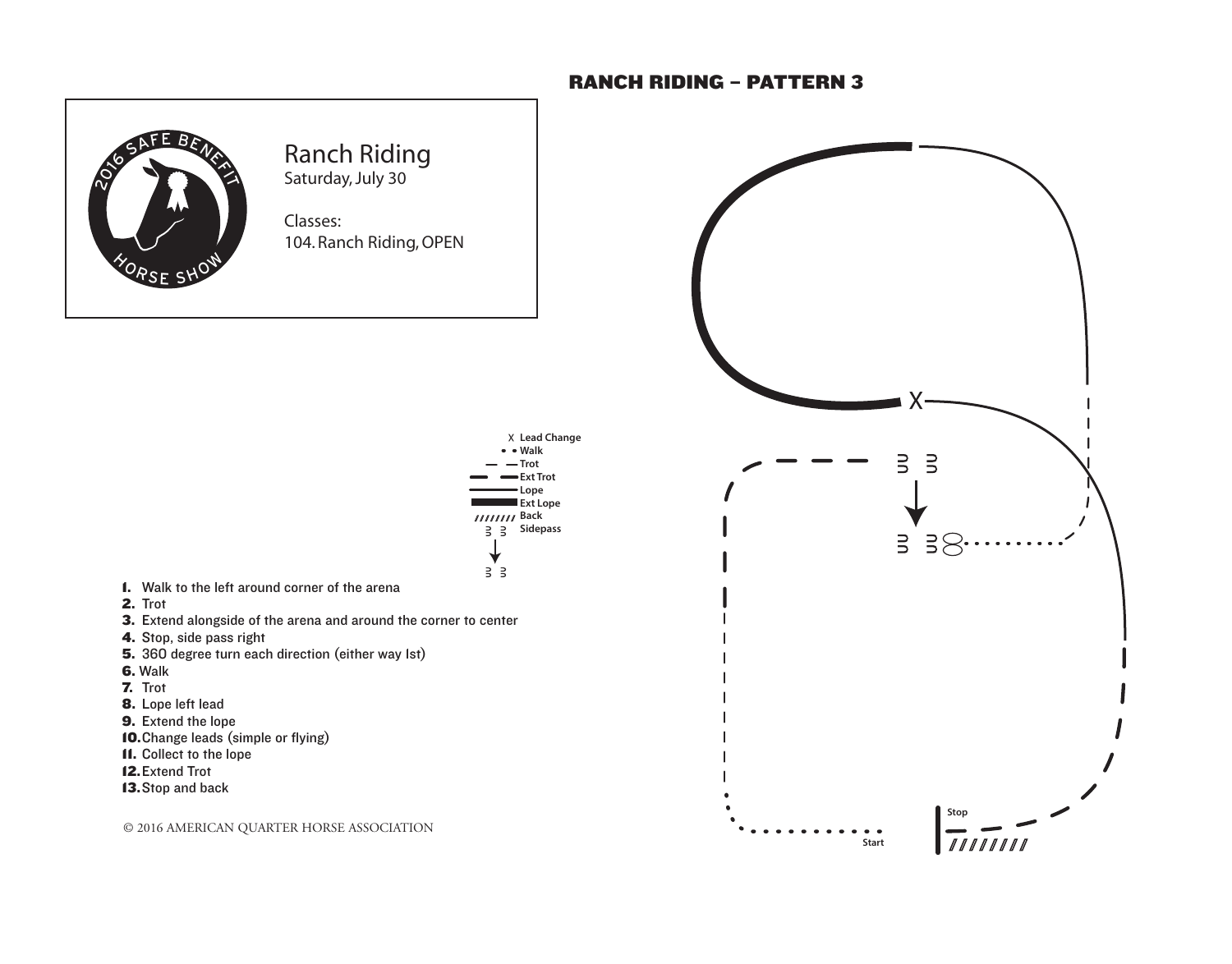# RANCH RIDING – PATTERN 3

Ranch Riding
Saturday, July 30

Classes:
104. Ranch Riding, OPEN

X Lead Change
• • Walk
— — Trot
— — Ext Trot
Lope
Ext Lope
//////// Back
Sidepass

1. Walk to the left around corner of the arena
2. Trot
3. Extend alongside of the arena and around the corner to center
4. Stop, side pass right
5. 360 degree turn each direction (either way 1st)
6. Walk
7. Trot
8. Lope left lead
9. Extend the lope
10. Change leads (simple or flying)
11. Collect to the lope
12. Extend Trot
13. Stop and back

© 2016 AMERICAN QUARTER HORSE ASSOCIATION

Stop

Start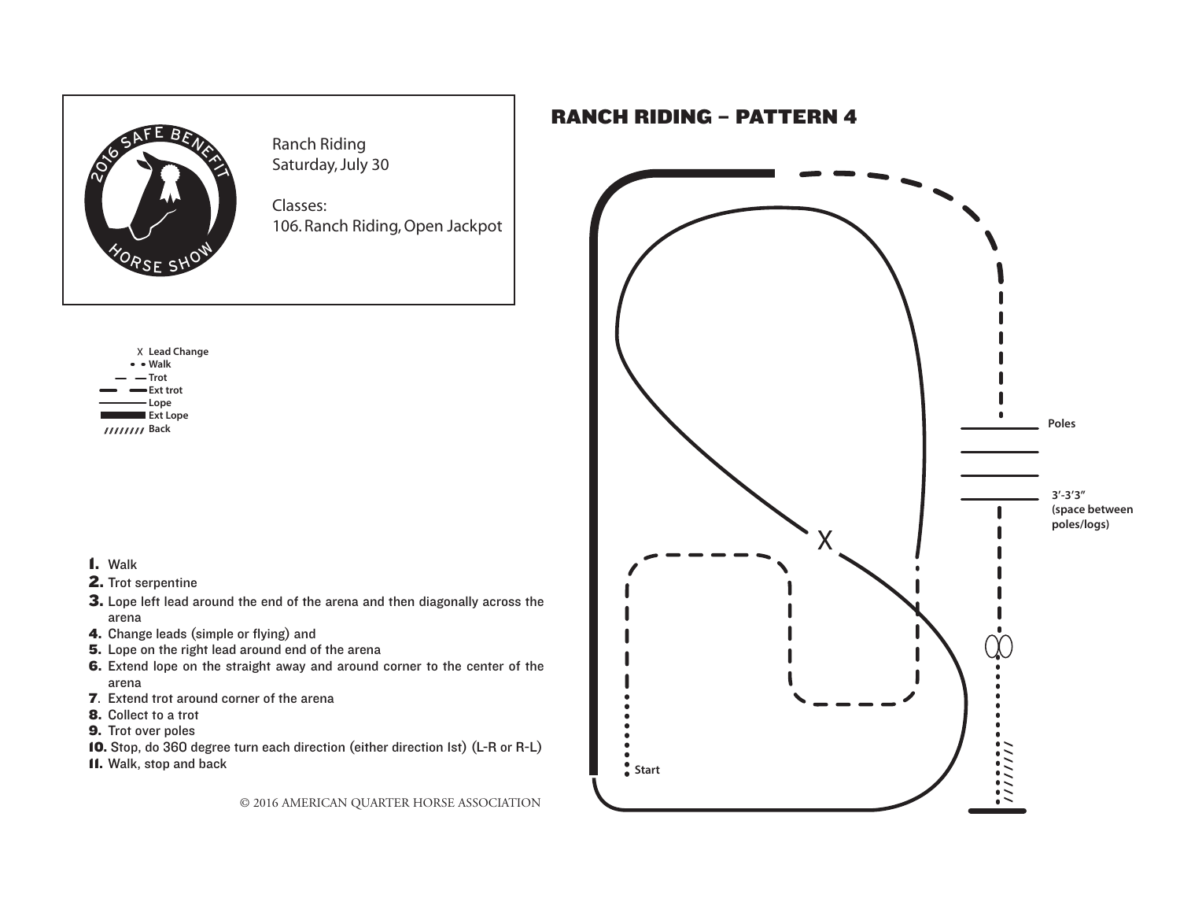Ranch Riding
Saturday, July 30

Classes:
106. Ranch Riding, Open Jackpot

# RANCH RIDING – PATTERN 4

X Lead Change
Walk
Trot
Ext trot
Lope
Ext Lope
Back

Poles
3'-3'3" (space between poles/logs)
Start
X

1. Walk
2. Trot serpentine
3. Lope left lead around the end of the arena and then diagonally across the arena
4. Change leads (simple or flying) and
5. Lope on the right lead around end of the arena
6. Extend lope on the straight away and around corner to the center of the arena
7. Extend trot around corner of the arena
8. Collect to a trot
9. Trot over poles
10. Stop, do 360 degree turn each direction (either direction 1st) (L-R or R-L)
11. Walk, stop and back

© 2016 AMERICAN QUARTER HORSE ASSOCIATION